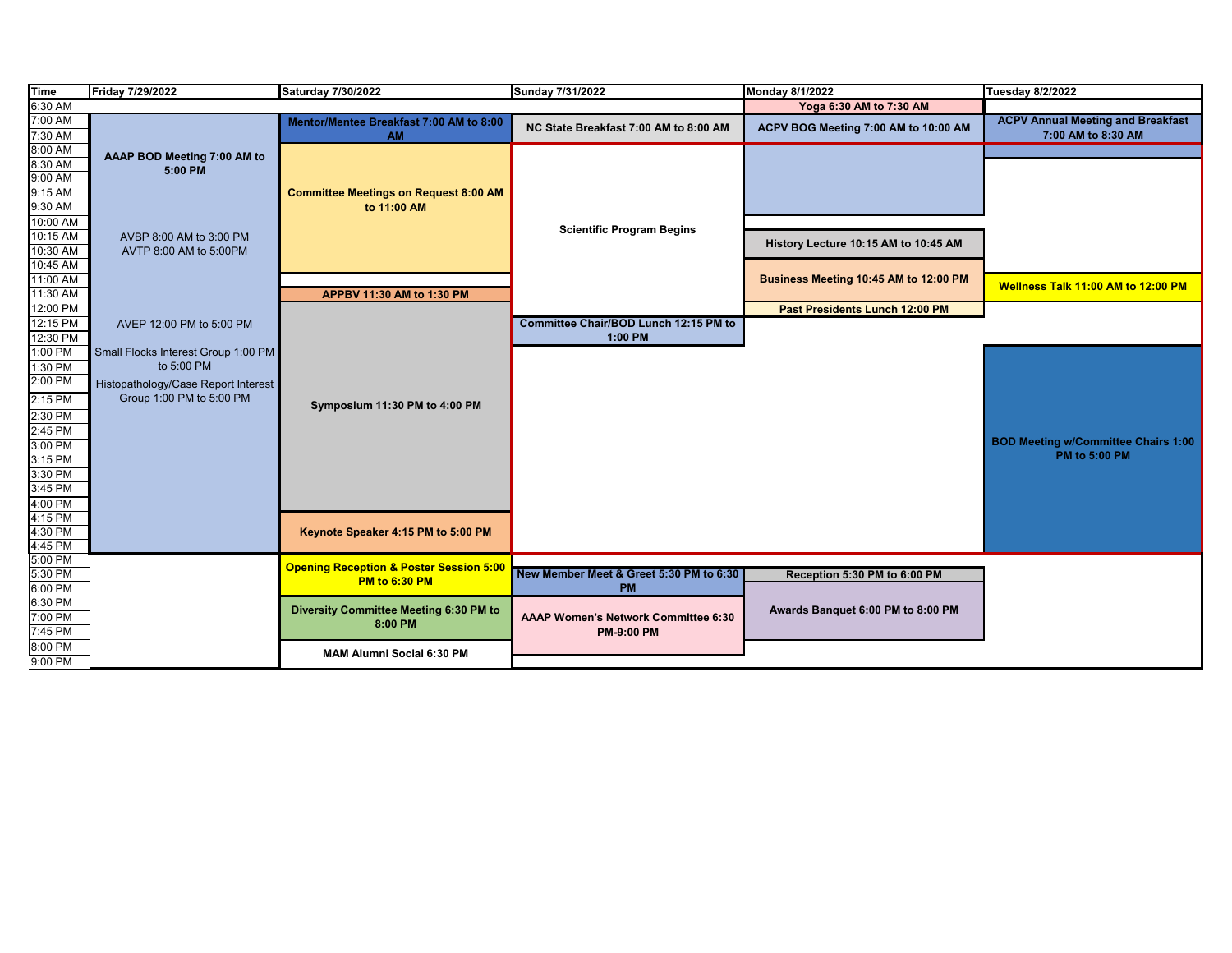| Time | Friday 7/29/2022 | Saturday 7/30/2022 | Sunday 7/31/2022 | Monday 8/1/2022 | Tuesday 8/2/2022 |
|---|---|---|---|---|---|
| 6:30 AM | | | | Yoga 6:30 AM to 7:30 AM | |
| 7:00 AM | AAAP BOD Meeting 7:00 AM to 5:00 PM | Mentor/Mentee Breakfast 7:00 AM to 8:00 AM | NC State Breakfast 7:00 AM to 8:00 AM | ACPV BOG Meeting 7:00 AM to 10:00 AM | ACPV Annual Meeting and Breakfast 7:00 AM to 8:30 AM |
| 7:30 AM | | | | | |
| 8:00 AM | AVBP 8:00 AM to 3:00 PM | Committee Meetings on Request 8:00 AM to 11:00 AM | Scientific Program Begins | | |
| 8:30 AM | AVTP 8:00 AM to 5:00PM | | | | |
| 9:00 AM | | | | | |
| 9:15 AM | | | | | |
| 9:30 AM | | | | | |
| 10:00 AM | | | | | |
| 10:15 AM | | | | History Lecture 10:15 AM to 10:45 AM | |
| 10:30 AM | | | | | |
| 10:45 AM | | | | Business Meeting 10:45 AM to 12:00 PM | |
| 11:00 AM | | | | | Wellness Talk 11:00 AM to 12:00 PM |
| 11:30 AM | | APPBV 11:30 AM to 1:30 PM | | | |
| 12:00 PM | AVEP 12:00 PM to 5:00 PM | Symposium 11:30 PM to 4:00 PM | | Past Presidents Lunch 12:00 PM | |
| 12:15 PM | | | Committee Chair/BOD Lunch 12:15 PM to 1:00 PM | | |
| 12:30 PM | | | | | |
| 1:00 PM | Small Flocks Interest Group 1:00 PM to 5:00 PM | | | | BOD Meeting w/Committee Chairs 1:00 PM to 5:00 PM |
| 1:30 PM | Histopathology/Case Report Interest Group 1:00 PM to 5:00 PM | | | | |
| 2:00 PM | | | | | |
| 2:15 PM | | | | | |
| 2:30 PM | | | | | |
| 2:45 PM | | | | | |
| 3:00 PM | | | | | |
| 3:15 PM | | | | | |
| 3:30 PM | | | | | |
| 3:45 PM | | | | | |
| 4:00 PM | | | | | |
| 4:15 PM | | Keynote Speaker 4:15 PM to 5:00 PM | | | |
| 4:30 PM | | | | | |
| 4:45 PM | | | | | |
| 5:00 PM | | Opening Reception & Poster Session 5:00 PM to 6:30 PM | | | |
| 5:30 PM | | | New Member Meet & Greet 5:30 PM to 6:30 PM | Reception 5:30 PM to 6:00 PM | |
| 6:00 PM | | | | Awards Banquet 6:00 PM to 8:00 PM | |
| 6:30 PM | | Diversity Committee Meeting 6:30 PM to 8:00 PM | AAAP Women's Network Committee 6:30 PM-9:00 PM | | |
| 7:00 PM | | | | | |
| 7:45 PM | | | | | |
| 8:00 PM | | MAM Alumni Social 6:30 PM | | | |
| 9:00 PM | | | | | |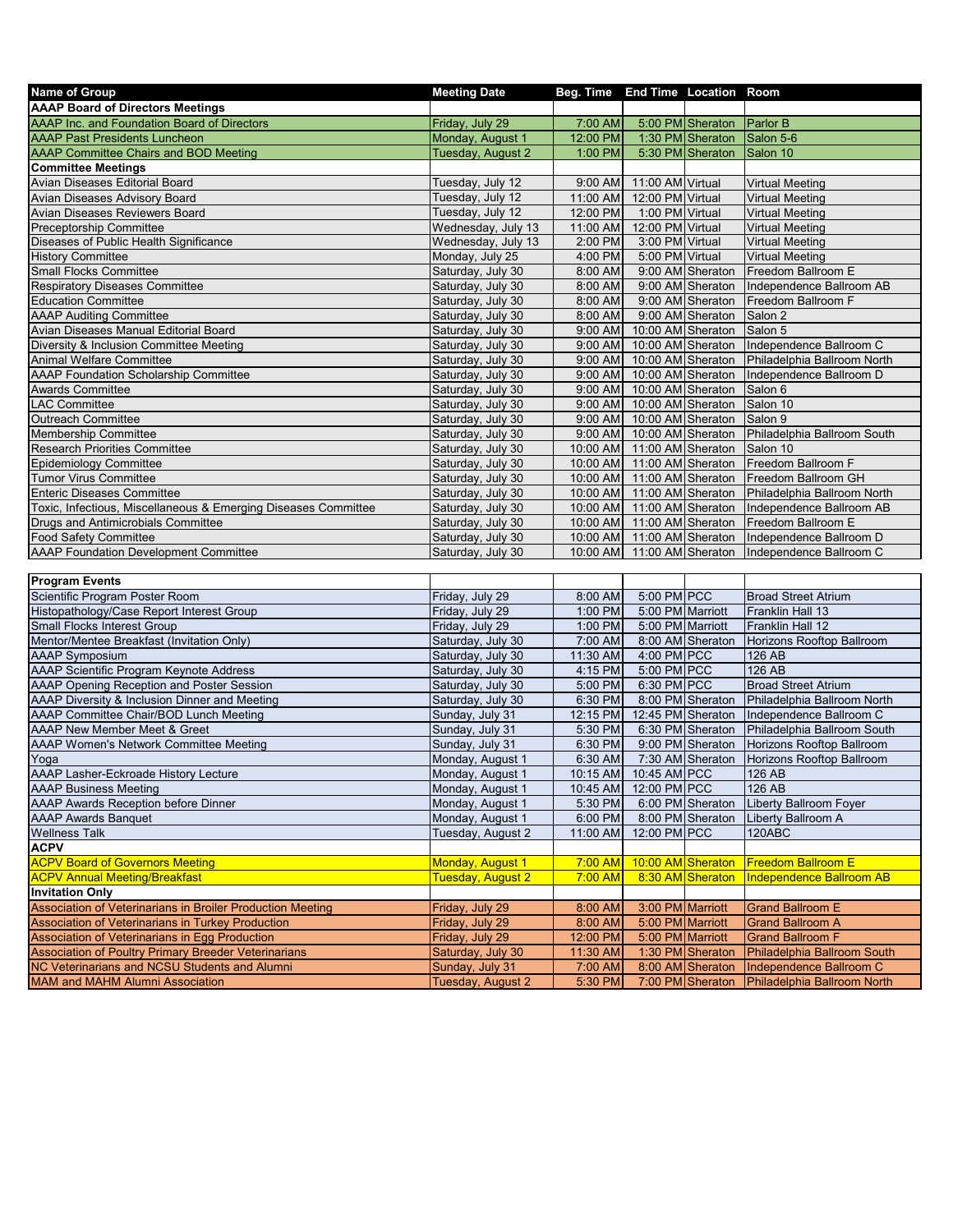| Name of Group | Meeting Date | Beg. Time | End Time | Location | Room |
|---|---|---|---|---|---|
| **AAAP Board of Directors Meetings** | | | | | |
| AAAP Inc. and Foundation Board of Directors | Friday, July 29 | 7:00 AM | 5:00 PM | Sheraton | Parlor B |
| AAAP Past Presidents Luncheon | Monday, August 1 | 12:00 PM | 1:30 PM | Sheraton | Salon 5-6 |
| AAAP Committee Chairs and BOD Meeting | Tuesday, August 2 | 1:00 PM | 5:30 PM | Sheraton | Salon 10 |
| **Committee Meetings** | | | | | |
| Avian Diseases Editorial Board | Tuesday, July 12 | 9:00 AM | 11:00 AM | Virtual | Virtual Meeting |
| Avian Diseases Advisory Board | Tuesday, July 12 | 11:00 AM | 12:00 PM | Virtual | Virtual Meeting |
| Avian Diseases Reviewers Board | Tuesday, July 12 | 12:00 PM | 1:00 PM | Virtual | Virtual Meeting |
| Preceptorship Committee | Wednesday, July 13 | 11:00 AM | 12:00 PM | Virtual | Virtual Meeting |
| Diseases of Public Health Significance | Wednesday, July 13 | 2:00 PM | 3:00 PM | Virtual | Virtual Meeting |
| History Committee | Monday, July 25 | 4:00 PM | 5:00 PM | Virtual | Virtual Meeting |
| Small Flocks Committee | Saturday, July 30 | 8:00 AM | 9:00 AM | Sheraton | Freedom Ballroom E |
| Respiratory Diseases Committee | Saturday, July 30 | 8:00 AM | 9:00 AM | Sheraton | Independence Ballroom AB |
| Education Committee | Saturday, July 30 | 8:00 AM | 9:00 AM | Sheraton | Freedom Ballroom F |
| AAAP Auditing Committee | Saturday, July 30 | 8:00 AM | 9:00 AM | Sheraton | Salon 2 |
| Avian Diseases Manual Editorial Board | Saturday, July 30 | 9:00 AM | 10:00 AM | Sheraton | Salon 5 |
| Diversity & Inclusion Committee Meeting | Saturday, July 30 | 9:00 AM | 10:00 AM | Sheraton | Independence Ballroom C |
| Animal Welfare Committee | Saturday, July 30 | 9:00 AM | 10:00 AM | Sheraton | Philadelphia Ballroom North |
| AAAP Foundation Scholarship Committee | Saturday, July 30 | 9:00 AM | 10:00 AM | Sheraton | Independence Ballroom D |
| Awards Committee | Saturday, July 30 | 9:00 AM | 10:00 AM | Sheraton | Salon 6 |
| LAC Committee | Saturday, July 30 | 9:00 AM | 10:00 AM | Sheraton | Salon 10 |
| Outreach Committee | Saturday, July 30 | 9:00 AM | 10:00 AM | Sheraton | Salon 9 |
| Membership Committee | Saturday, July 30 | 9:00 AM | 10:00 AM | Sheraton | Philadelphia Ballroom South |
| Research Priorities Committee | Saturday, July 30 | 10:00 AM | 11:00 AM | Sheraton | Salon 10 |
| Epidemiology Committee | Saturday, July 30 | 10:00 AM | 11:00 AM | Sheraton | Freedom Ballroom F |
| Tumor Virus Committee | Saturday, July 30 | 10:00 AM | 11:00 AM | Sheraton | Freedom Ballroom GH |
| Enteric Diseases Committee | Saturday, July 30 | 10:00 AM | 11:00 AM | Sheraton | Philadelphia Ballroom North |
| Toxic, Infectious, Miscellaneous & Emerging Diseases Committee | Saturday, July 30 | 10:00 AM | 11:00 AM | Sheraton | Independence Ballroom AB |
| Drugs and Antimicrobials Committee | Saturday, July 30 | 10:00 AM | 11:00 AM | Sheraton | Freedom Ballroom E |
| Food Safety Committee | Saturday, July 30 | 10:00 AM | 11:00 AM | Sheraton | Independence Ballroom D |
| AAAP Foundation Development Committee | Saturday, July 30 | 10:00 AM | 11:00 AM | Sheraton | Independence Ballroom C |

| | | | | | |
|---|---|---|---|---|---|
| **Program Events** | | | | | |
| Scientific Program Poster Room | Friday, July 29 | 8:00 AM | 5:00 PM | PCC | Broad Street Atrium |
| Histopathology/Case Report Interest Group | Friday, July 29 | 1:00 PM | 5:00 PM | Marriott | Franklin Hall 13 |
| Small Flocks Interest Group | Friday, July 29 | 1:00 PM | 5:00 PM | Marriott | Franklin Hall 12 |
| Mentor/Mentee Breakfast (Invitation Only) | Saturday, July 30 | 7:00 AM | 8:00 AM | Sheraton | Horizons Rooftop Ballroom |
| AAAP Symposium | Saturday, July 30 | 11:30 AM | 4:00 PM | PCC | 126 AB |
| AAAP Scientific Program Keynote Address | Saturday, July 30 | 4:15 PM | 5:00 PM | PCC | 126 AB |
| AAAP Opening Reception and Poster Session | Saturday, July 30 | 5:00 PM | 6:30 PM | PCC | Broad Street Atrium |
| AAAP Diversity & Inclusion Dinner and Meeting | Saturday, July 30 | 6:30 PM | 8:00 PM | Sheraton | Philadelphia Ballroom North |
| AAAP Committee Chair/BOD Lunch Meeting | Sunday, July 31 | 12:15 PM | 12:45 PM | Sheraton | Independence Ballroom C |
| AAAP New Member Meet & Greet | Sunday, July 31 | 5:30 PM | 6:30 PM | Sheraton | Philadelphia Ballroom South |
| AAAP Women's Network Committee Meeting | Sunday, July 31 | 6:30 PM | 9:00 PM | Sheraton | Horizons Rooftop Ballroom |
| Yoga | Monday, August 1 | 6:30 AM | 7:30 AM | Sheraton | Horizons Rooftop Ballroom |
| AAAP Lasher-Eckroade History Lecture | Monday, August 1 | 10:15 AM | 10:45 AM | PCC | 126 AB |
| AAAP Business Meeting | Monday, August 1 | 10:45 AM | 12:00 PM | PCC | 126 AB |
| AAAP Awards Reception before Dinner | Monday, August 1 | 5:30 PM | 6:00 PM | Sheraton | Liberty Ballroom Foyer |
| AAAP Awards Banquet | Monday, August 1 | 6:00 PM | 8:00 PM | Sheraton | Liberty Ballroom A |
| Wellness Talk | Tuesday, August 2 | 11:00 AM | 12:00 PM | PCC | 120ABC |
| **ACPV** | | | | | |
| ACPV Board of Governors Meeting | Monday, August 1 | 7:00 AM | 10:00 AM | Sheraton | Freedom Ballroom E |
| ACPV Annual Meeting/Breakfast | Tuesday, August 2 | 7:00 AM | 8:30 AM | Sheraton | Independence Ballroom AB |
| **Invitation Only** | | | | | |
| Association of Veterinarians in Broiler Production Meeting | Friday, July 29 | 8:00 AM | 3:00 PM | Marriott | Grand Ballroom E |
| Association of Veterinarians in Turkey Production | Friday, July 29 | 8:00 AM | 5:00 PM | Marriott | Grand Ballroom A |
| Association of Veterinarians in Egg Production | Friday, July 29 | 12:00 PM | 5:00 PM | Marriott | Grand Ballroom F |
| Association of Poultry Primary Breeder Veterinarians | Saturday, July 30 | 11:30 AM | 1:30 PM | Sheraton | Philadelphia Ballroom South |
| NC Veterinarians and NCSU Students and Alumni | Sunday, July 31 | 7:00 AM | 8:00 AM | Sheraton | Independence Ballroom C |
| MAM and MAHM Alumni Association | Tuesday, August 2 | 5:30 PM | 7:00 PM | Sheraton | Philadelphia Ballroom North |